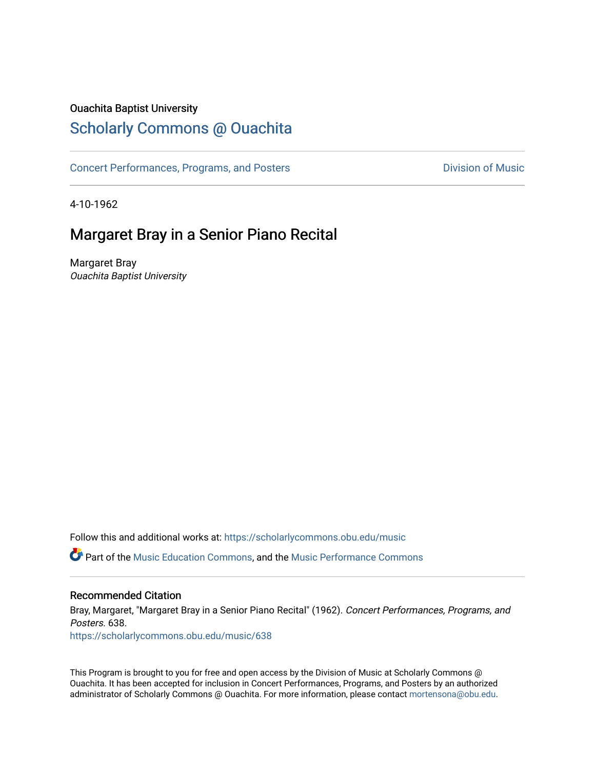Ouachita Baptist University

# Scholarly Commons @ Ouachita

Concert Performances, Programs, and Posters

Division of Music

4-10-1962

## Margaret Bray in a Senior Piano Recital

Margaret Bray
*Ouachita Baptist University*

Follow this and additional works at: https://scholarlycommons.obu.edu/music

Part of the Music Education Commons, and the Music Performance Commons

### Recommended Citation

Bray, Margaret, "Margaret Bray in a Senior Piano Recital" (1962). *Concert Performances, Programs, and Posters*. 638.
https://scholarlycommons.obu.edu/music/638

This Program is brought to you for free and open access by the Division of Music at Scholarly Commons @ Ouachita. It has been accepted for inclusion in Concert Performances, Programs, and Posters by an authorized administrator of Scholarly Commons @ Ouachita. For more information, please contact mortensona@obu.edu.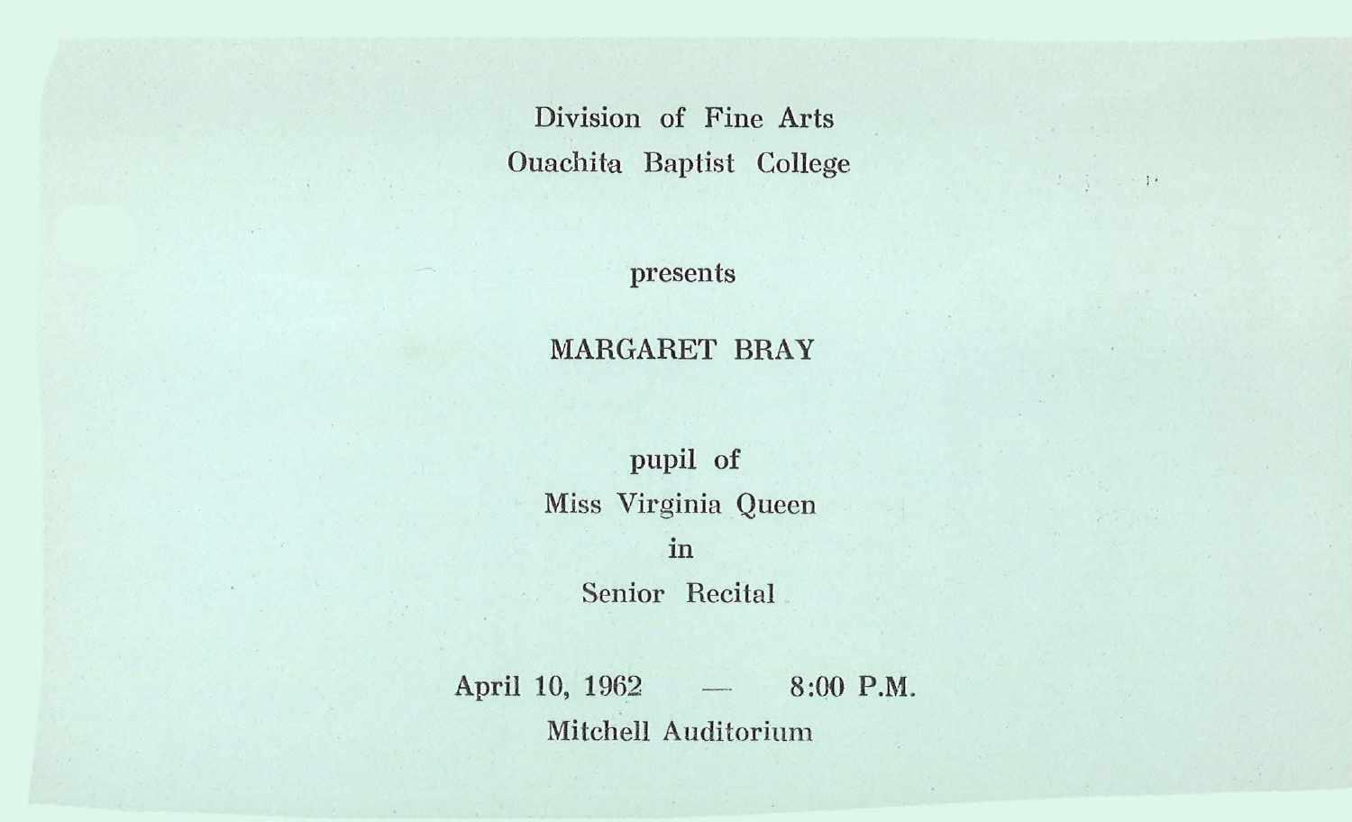Division of Fine Arts

Ouachita Baptist College

presents

MARGARET BRAY

pupil of

Miss Virginia Queen

in

Senior Recital

April 10, 1962 — 8:00 P.M.

Mitchell Auditorium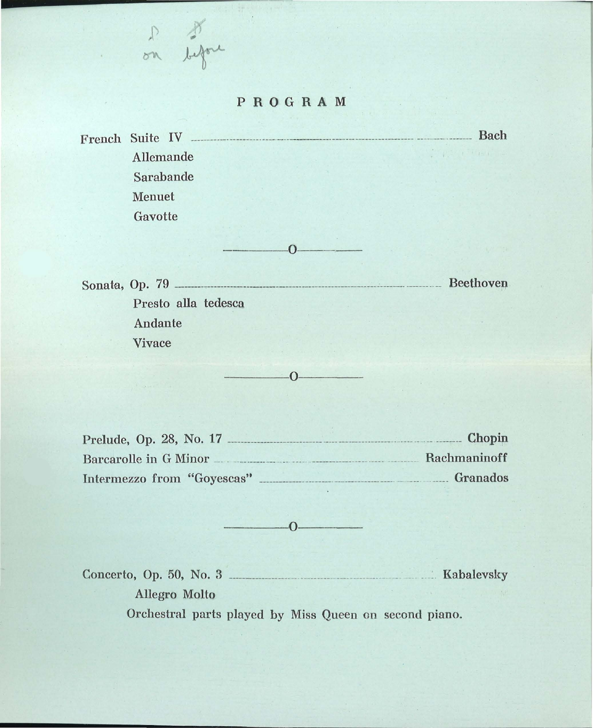on before

# PROGRAM

French Suite IV — Bach

- Allemande
- Sarabande
- Menuet
- Gavotte

—o—

Sonata, Op. 79 — Beethoven

- Presto alla tedesca
- Andante
- Vivace

—o—

Prelude, Op. 28, No. 17 — Chopin

Barcarolle in G Minor — Rachmaninoff

Intermezzo from "Goyescas" — Granados

—o—

Concerto, Op. 50, No. 3 — Kabalevsky

- Allegro Molto

Orchestral parts played by Miss Queen on second piano.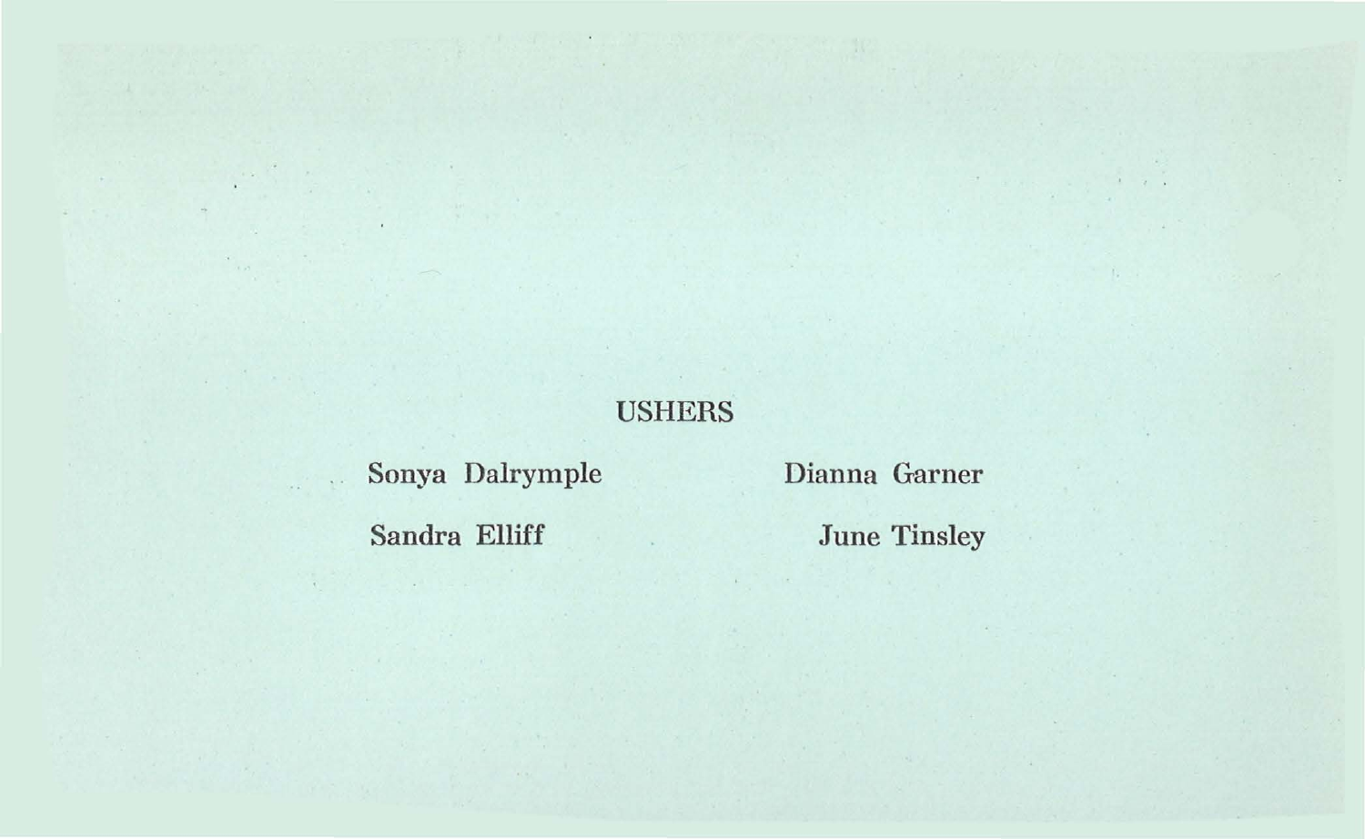## USHERS

Sonya Dalrymple

Sandra Elliff

Dianna Garner

June Tinsley